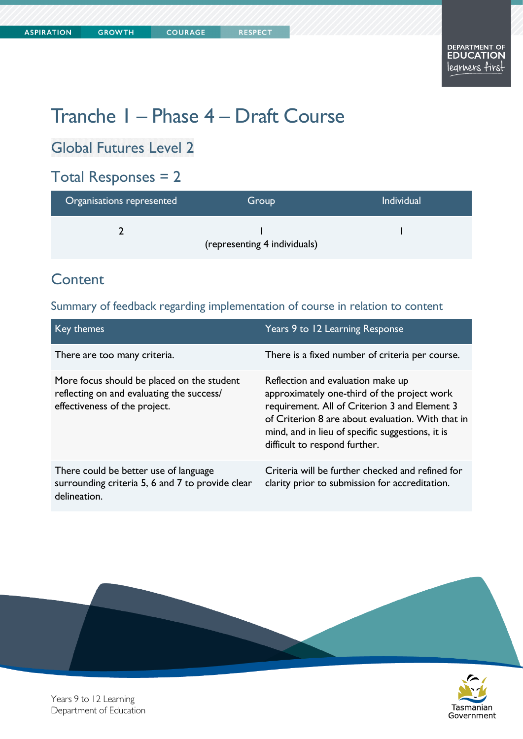# Tranche 1 – Phase 4 – Draft Course

## Global Futures Level 2

## Total Responses = 2

| Organisations represented | Group | Individual |
|---|---|---|
| 2 | 1 (representing 4 individuals) | 1 |

## Content

### Summary of feedback regarding implementation of course in relation to content

| Key themes | Years 9 to 12 Learning Response |
|---|---|
| There are too many criteria. | There is a fixed number of criteria per course. |
| More focus should be placed on the student reflecting on and evaluating the success/ effectiveness of the project. | Reflection and evaluation make up approximately one-third of the project work requirement. All of Criterion 3 and Element 3 of Criterion 8 are about evaluation. With that in mind, and in lieu of specific suggestions, it is difficult to respond further. |
| There could be better use of language surrounding criteria 5, 6 and 7 to provide clear delineation. | Criteria will be further checked and refined for clarity prior to submission for accreditation. |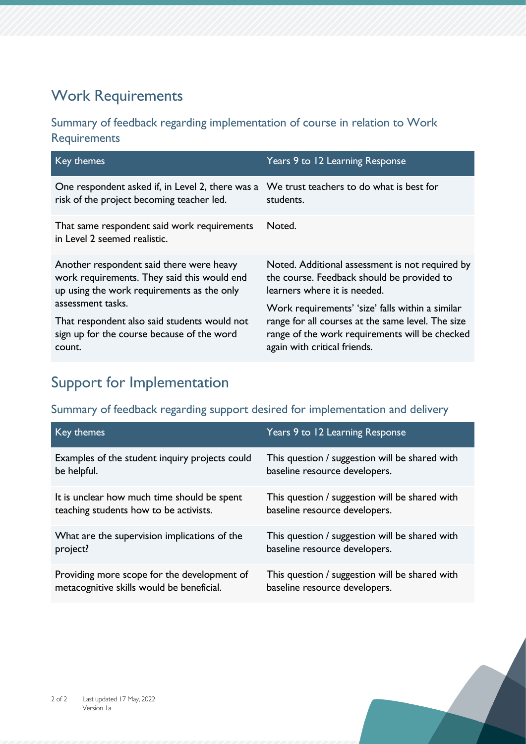## Work Requirements

### Summary of feedback regarding implementation of course in relation to Work Requirements

| Key themes | Years 9 to 12 Learning Response |
| --- | --- |
| One respondent asked if, in Level 2, there was a risk of the project becoming teacher led. | We trust teachers to do what is best for students. |
| That same respondent said work requirements in Level 2 seemed realistic. | Noted. |
| Another respondent said there were heavy work requirements. They said this would end up using the work requirements as the only assessment tasks.<br><br>That respondent also said students would not sign up for the course because of the word count. | Noted. Additional assessment is not required by the course. Feedback should be provided to learners where it is needed.<br><br>Work requirements' 'size' falls within a similar range for all courses at the same level. The size range of the work requirements will be checked again with critical friends. |

## Support for Implementation

### Summary of feedback regarding support desired for implementation and delivery

| Key themes | Years 9 to 12 Learning Response |
| --- | --- |
| Examples of the student inquiry projects could be helpful. | This question / suggestion will be shared with baseline resource developers. |
| It is unclear how much time should be spent teaching students how to be activists. | This question / suggestion will be shared with baseline resource developers. |
| What are the supervision implications of the project? | This question / suggestion will be shared with baseline resource developers. |
| Providing more scope for the development of metacognitive skills would be beneficial. | This question / suggestion will be shared with baseline resource developers. |

Last updated 17 May, 2022
Version 1a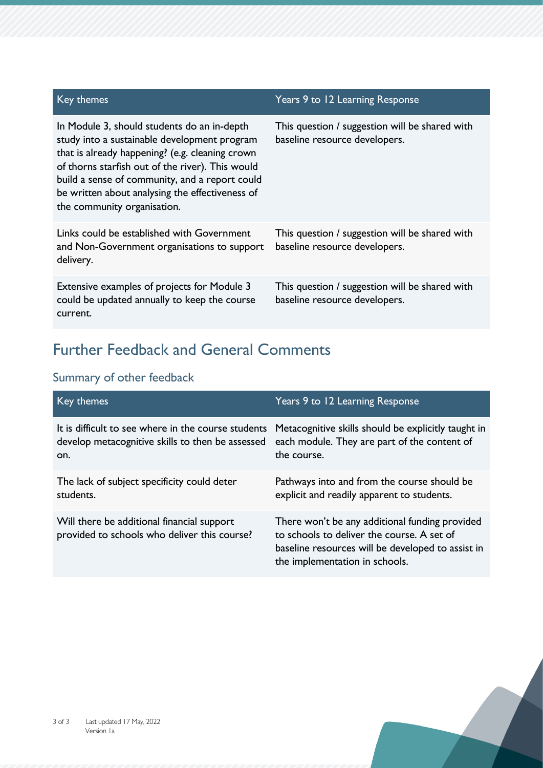| Key themes | Years 9 to 12 Learning Response |
|---|---|
| In Module 3, should students do an in-depth study into a sustainable development program that is already happening? (e.g. cleaning crown of thorns starfish out of the river). This would build a sense of community, and a report could be written about analysing the effectiveness of the community organisation. | This question / suggestion will be shared with baseline resource developers. |
| Links could be established with Government and Non-Government organisations to support delivery. | This question / suggestion will be shared with baseline resource developers. |
| Extensive examples of projects for Module 3 could be updated annually to keep the course current. | This question / suggestion will be shared with baseline resource developers. |

## Further Feedback and General Comments

### Summary of other feedback

| Key themes | Years 9 to 12 Learning Response |
|---|---|
| It is difficult to see where in the course students develop metacognitive skills to then be assessed on. | Metacognitive skills should be explicitly taught in each module. They are part of the content of the course. |
| The lack of subject specificity could deter students. | Pathways into and from the course should be explicit and readily apparent to students. |
| Will there be additional financial support provided to schools who deliver this course? | There won't be any additional funding provided to schools to deliver the course. A set of baseline resources will be developed to assist in the implementation in schools. |

Last updated 17 May, 2022
Version 1a